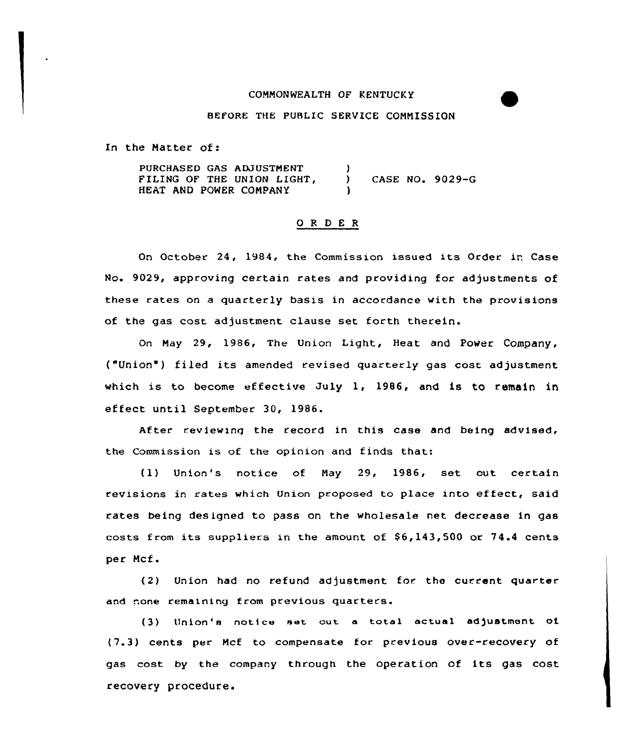COMMONWEALTH OF KENTUCKY

BEFORE THE PUBLIC SERVICE COMMISSION

In the Matter of:

PURCHASED GAS ADJUSTMENT FILING OF THE UNION LIGHT, HEAT AND POWER COMPANY ) CASE NO. 9029-G

## O R D E R

On October 24, 1984, the Commission issued its Order in Case No. 9029, approving certain rates and providing for adjustments of these rates on a quarterly basis in accordance with the provisions of the gas cost adjustment clause set forth therein.

On May 29, 1986, The Union Light, Heat and Power Company, ("Union") filed its amended revised quarterly gas cost adjustment which is to become effective July 1, 1986, and is to remain in effect until September 30, 1986.

After reviewing the record in this case and being advised, the Commission is of the opinion and finds that:

(1) Union's notice of May 29, 1986, set out certain revisions in rates which Union proposed to place into effect, said rates being designed to pass on the wholesale net decrease in gas costs from its suppliers in the amount of $6,143,500 or 74.4 cents per Mcf.

(2) Union had no refund adjustment for the current quarter and none remaining from previous quarters.

(3) Union's notice set out a total actual adjustment of (7.3) cents per Mcf to compensate for previous over-recovery of gas cost by the company through the operation of its gas cost recovery procedure.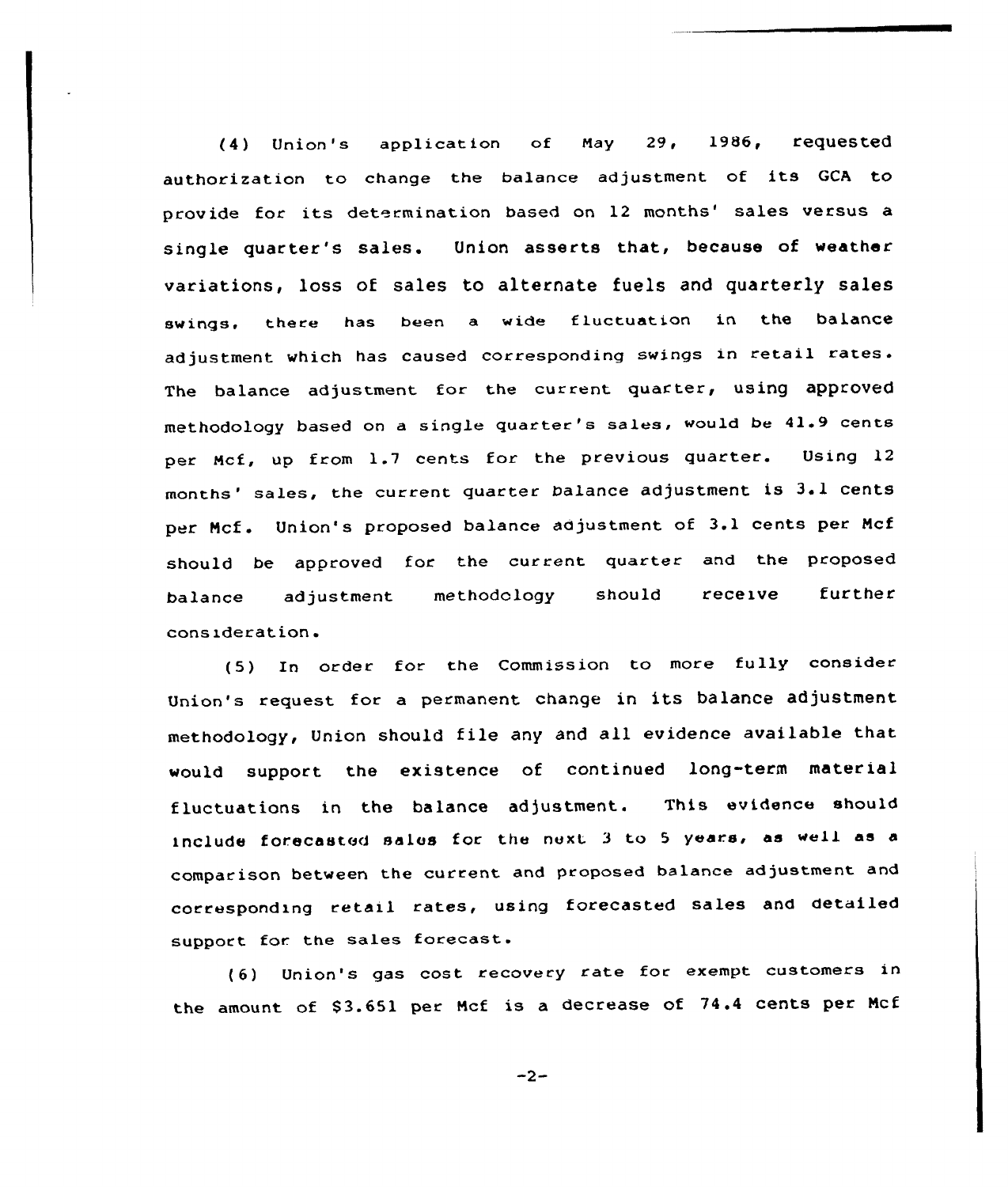(4) Union's application of May 29, 1986, requested authorization to change the balance adjustment of its GCA to provide for its determination based on 12 months' sales versus a single quarter's sales. Union asserts that, because of weather variations, loss of sales to alternate fuels and quarterly sales swings, there has been a wide fluctuation in the balance adjustment which has caused corresponding swings in retail rates. The balance adjustment for the current quarter, using approved methodology based on a single quarter's sales, would be 41.9 cents per Mcf, up from 1.7 cents for the previous quarter. Using 12 months' sales, the current quarter balance adjustment is 3.1 cents per Mcf. Union's proposed balance adjustment of 3.1 cents per Mcf should be approved for the current quarter and the proposed balance adjustment methodology should receive further consideration.

(5) In order for the Commission to more fully consider Union's request for a permanent change in its balance adjustment methodology, Union should file any and all evidence available that would support the existence of continued long-term material fluctuations in the balance adjustment. This evidence should include forecasted sales for the next 3 to 5 years, as well as a comparison between the current and proposed balance adjustment and corresponding retail rates, using forecasted sales and detailed support for the sales forecast.

(6) Union's gas cost recovery rate for exempt customers in the amount of $3.651 per Mcf is a decrease of 74.4 cents per Mcf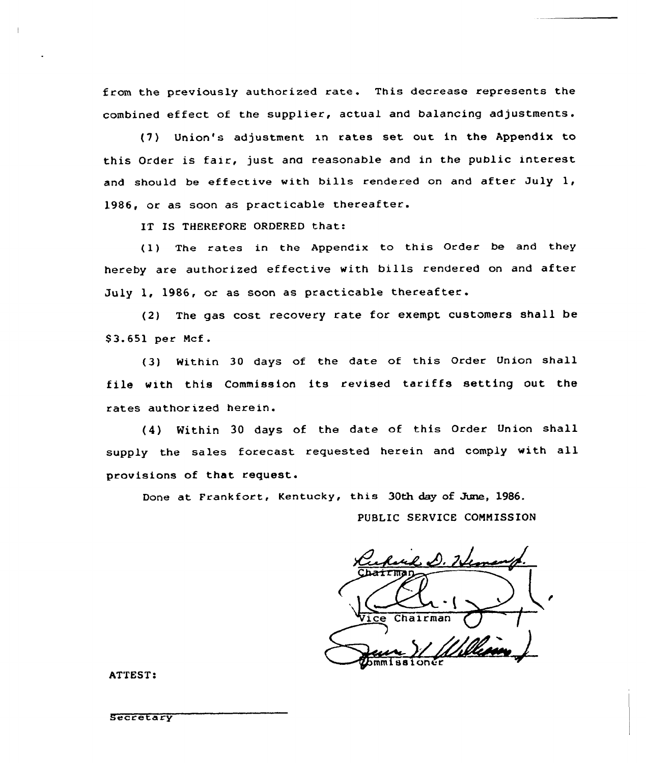from the previously authorized rate. This decrease represents the combined effect of the supplier, actual and balancing adjustments.

(7) Union's adjustment in rates set out in the Appendix to this Order is fair, just and reasonable and in the public interest and should be effective with bills rendered on and after July 1, 1986, or as soon as practicable thereafter.

IT IS THEREFORE ORDERED that:

(1) The rates in the Appendix to this Order be and they hereby are authorized effective with bills rendered on and after July 1, 1986, or as soon as practicable thereafter.

(2) The gas cost recovery rate for exempt customers shall be $3.651 per Mcf.

(3) Within 30 days of the date of this Order Union shall file with this Commission its revised tariffs setting out the rates authorized herein.

(4) Within 30 days of the date of this Order Union shall supply the sales forecast requested herein and comply with all provisions of that request.

Done at Frankfort, Kentucky, this 30th day of June, 1986.

PUBLIC SERVICE COMMISSION

Chairman

Vice Chairman

Commissioner

ATTEST:

Secretary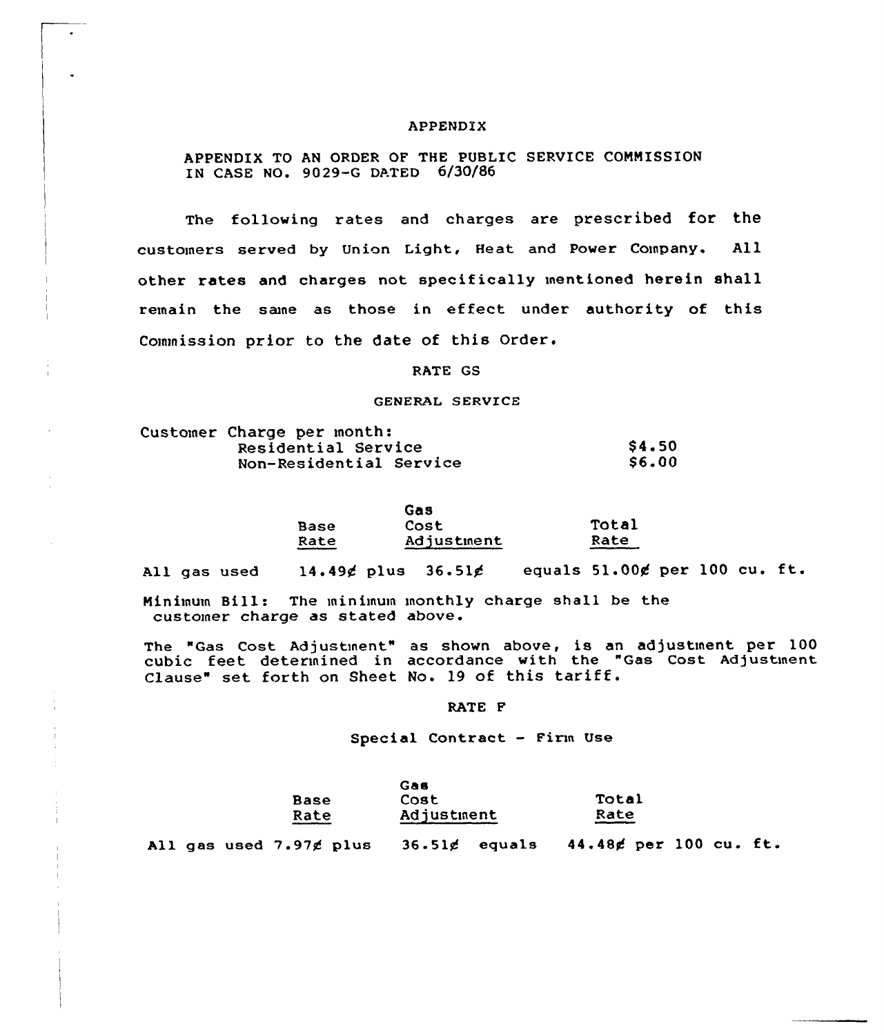# APPENDIX

APPENDIX TO AN ORDER OF THE PUBLIC SERVICE COMMISSION IN CASE NO. 9029-G DATED 6/30/86

The following rates and charges are prescribed for the customers served by Union Light, Heat and Power Company. All other rates and charges not specifically mentioned herein shall remain the same as those in effect under authority of this Commission prior to the date of this Order.

## RATE GS

### GENERAL SERVICE

Customer Charge per month:

| | |
|---|---|
| Residential Service | $4.50 |
| Non-Residential Service | $6.00 |

| | Base Rate | | Gas Cost Adjustment | | Total Rate |
|---|---|---|---|---|---|
| All gas used | 14.49¢ | plus | 36.51¢ | equals | 51.00¢ per 100 cu. ft. |

Minimum Bill: The minimum monthly charge shall be the customer charge as stated above.

The "Gas Cost Adjustment" as shown above, is an adjustment per 100 cubic feet determined in accordance with the "Gas Cost Adjustment Clause" set forth on Sheet No. 19 of this tariff.

## RATE F

### Special Contract - Firm Use

| | Base Rate | | Gas Cost Adjustment | | Total Rate |
|---|---|---|---|---|---|
| All gas used | 7.97¢ | plus | 36.51¢ | equals | 44.48¢ per 100 cu. ft. |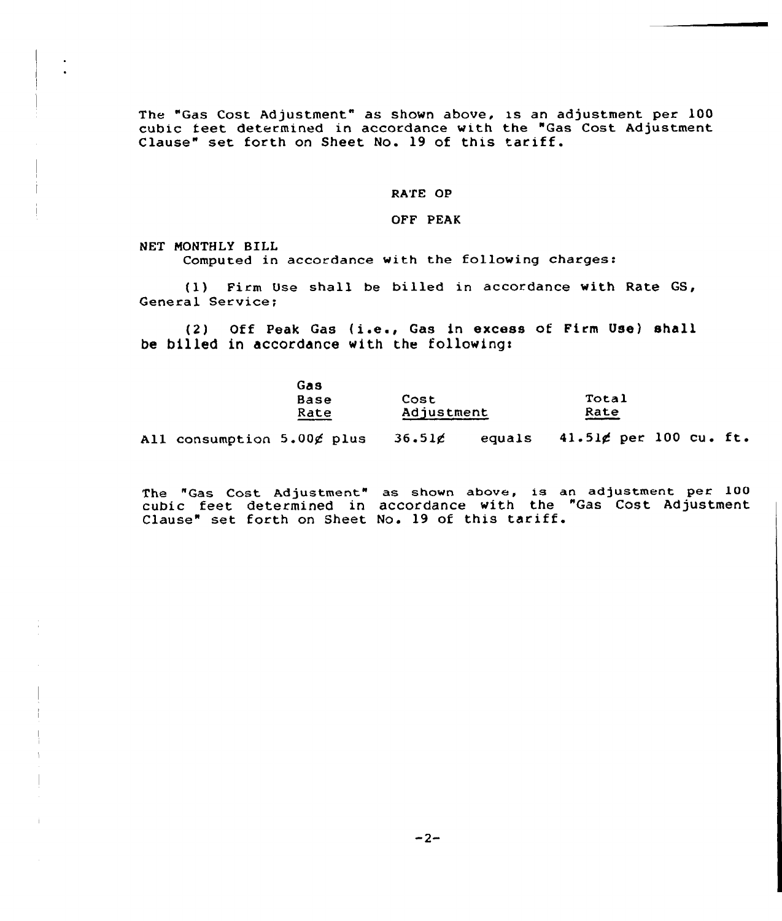The "Gas Cost Adjustment" as shown above, is an adjustment per 100 cubic feet determined in accordance with the "Gas Cost Adjustment Clause" set forth on Sheet No. 19 of this tariff.

RATE OP

OFF PEAK

NET MONTHLY BILL

Computed in accordance with the following charges:

(1) Firm Use shall be billed in accordance with Rate GS, General Service;

(2) Off Peak Gas (i.e., Gas in excess of Firm Use) shall be billed in accordance with the following:

| | Base Rate | | Gas Cost Adjustment | | Total Rate |
|---|---|---|---|---|---|
| All consumption | 5.00¢ | plus | 36.51¢ | equals | 41.51¢ per 100 cu. ft. |

The "Gas Cost Adjustment" as shown above, is an adjustment per 100 cubic feet determined in accordance with the "Gas Cost Adjustment Clause" set forth on Sheet No. 19 of this tariff.